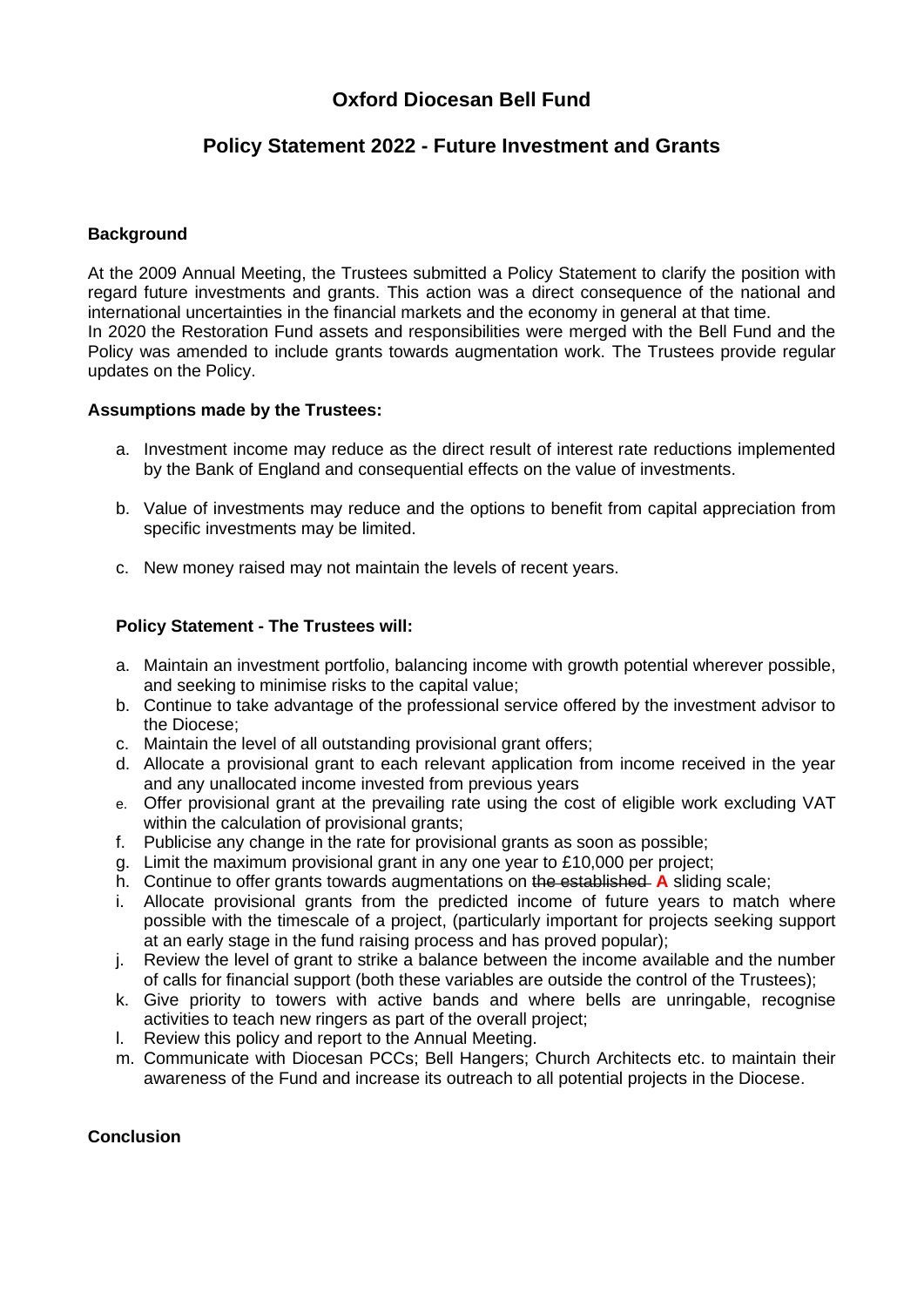# Oxford Diocesan Bell Fund

## Policy Statement 2022 - Future Investment and Grants

**Background**

At the 2009 Annual Meeting, the Trustees submitted a Policy Statement to clarify the position with regard future investments and grants. This action was a direct consequence of the national and international uncertainties in the financial markets and the economy in general at that time.
In 2020 the Restoration Fund assets and responsibilities were merged with the Bell Fund and the Policy was amended to include grants towards augmentation work. The Trustees provide regular updates on the Policy.

**Assumptions made by the Trustees:**

a. Investment income may reduce as the direct result of interest rate reductions implemented by the Bank of England and consequential effects on the value of investments.

b. Value of investments may reduce and the options to benefit from capital appreciation from specific investments may be limited.

c. New money raised may not maintain the levels of recent years.

**Policy Statement - The Trustees will:**

a. Maintain an investment portfolio, balancing income with growth potential wherever possible, and seeking to minimise risks to the capital value;
b. Continue to take advantage of the professional service offered by the investment advisor to the Diocese;
c. Maintain the level of all outstanding provisional grant offers;
d. Allocate a provisional grant to each relevant application from income received in the year and any unallocated income invested from previous years
e. Offer provisional grant at the prevailing rate using the cost of eligible work excluding VAT within the calculation of provisional grants;
f. Publicise any change in the rate for provisional grants as soon as possible;
g. Limit the maximum provisional grant in any one year to £10,000 per project;
h. Continue to offer grants towards augmentations on ~~the established~~ **A** sliding scale;
i. Allocate provisional grants from the predicted income of future years to match where possible with the timescale of a project, (particularly important for projects seeking support at an early stage in the fund raising process and has proved popular);
j. Review the level of grant to strike a balance between the income available and the number of calls for financial support (both these variables are outside the control of the Trustees);
k. Give priority to towers with active bands and where bells are unringable, recognise activities to teach new ringers as part of the overall project;
l. Review this policy and report to the Annual Meeting.
m. Communicate with Diocesan PCCs; Bell Hangers; Church Architects etc. to maintain their awareness of the Fund and increase its outreach to all potential projects in the Diocese.

**Conclusion**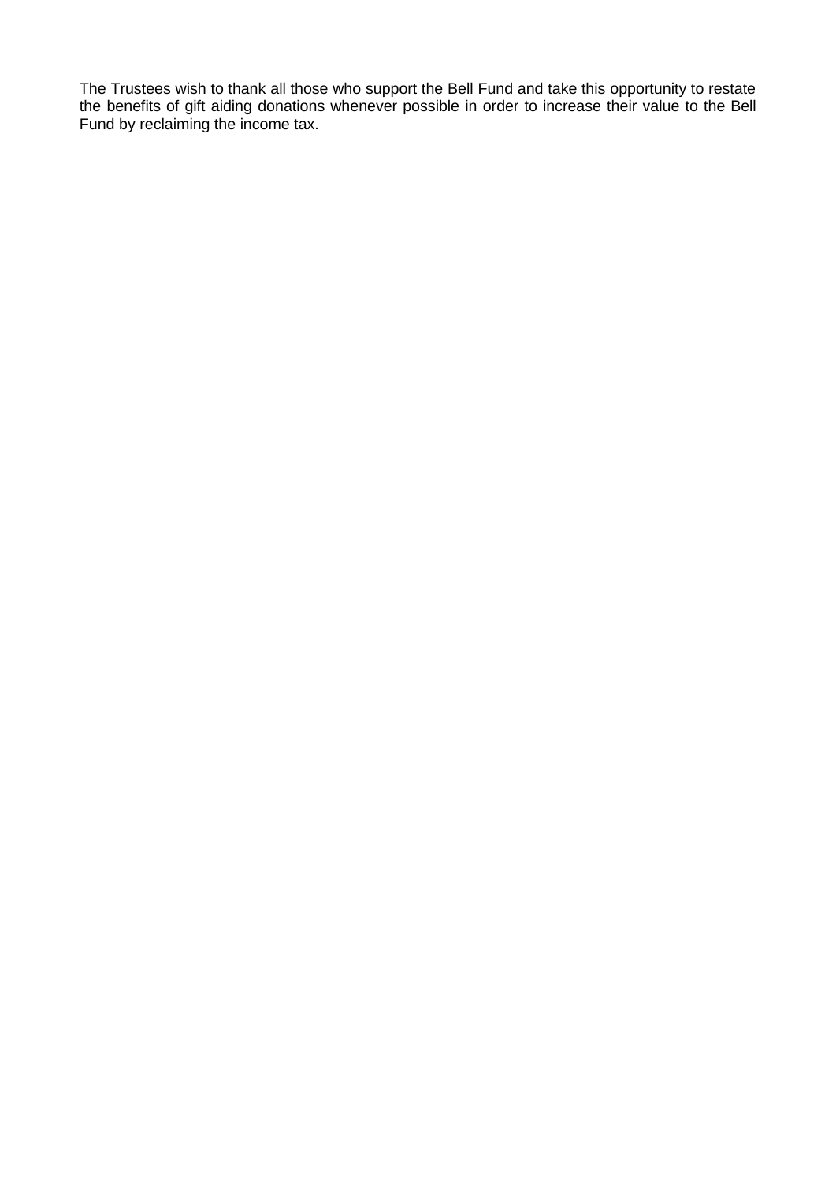The Trustees wish to thank all those who support the Bell Fund and take this opportunity to restate the benefits of gift aiding donations whenever possible in order to increase their value to the Bell Fund by reclaiming the income tax.